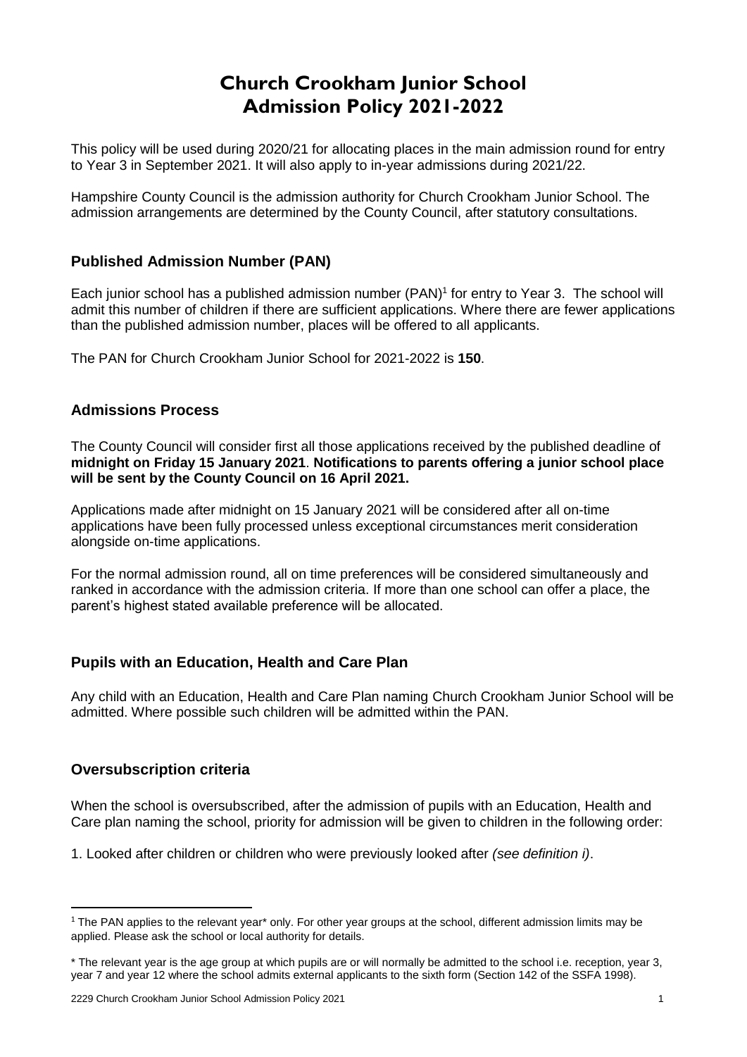# Church Crookham Junior School Admission Policy 2021-2022

This policy will be used during 2020/21 for allocating places in the main admission round for entry to Year 3 in September 2021. It will also apply to in-year admissions during 2021/22.

Hampshire County Council is the admission authority for Church Crookham Junior School. The admission arrangements are determined by the County Council, after statutory consultations.

## Published Admission Number (PAN)

Each junior school has a published admission number (PAN)[1] for entry to Year 3. The school will admit this number of children if there are sufficient applications. Where there are fewer applications than the published admission number, places will be offered to all applicants.

The PAN for Church Crookham Junior School for 2021-2022 is **150**.

## Admissions Process

The County Council will consider first all those applications received by the published deadline of **midnight on Friday 15 January 2021**. **Notifications to parents offering a junior school place will be sent by the County Council on 16 April 2021.**

Applications made after midnight on 15 January 2021 will be considered after all on-time applications have been fully processed unless exceptional circumstances merit consideration alongside on-time applications.

For the normal admission round, all on time preferences will be considered simultaneously and ranked in accordance with the admission criteria. If more than one school can offer a place, the parent's highest stated available preference will be allocated.

## Pupils with an Education, Health and Care Plan

Any child with an Education, Health and Care Plan naming Church Crookham Junior School will be admitted. Where possible such children will be admitted within the PAN.

## Oversubscription criteria

When the school is oversubscribed, after the admission of pupils with an Education, Health and Care plan naming the school, priority for admission will be given to children in the following order:

1. Looked after children or children who were previously looked after *(see definition i)*.

---

[1] The PAN applies to the relevant year* only. For other year groups at the school, different admission limits may be applied. Please ask the school or local authority for details.

* The relevant year is the age group at which pupils are or will normally be admitted to the school i.e. reception, year 3, year 7 and year 12 where the school admits external applicants to the sixth form (Section 142 of the SSFA 1998).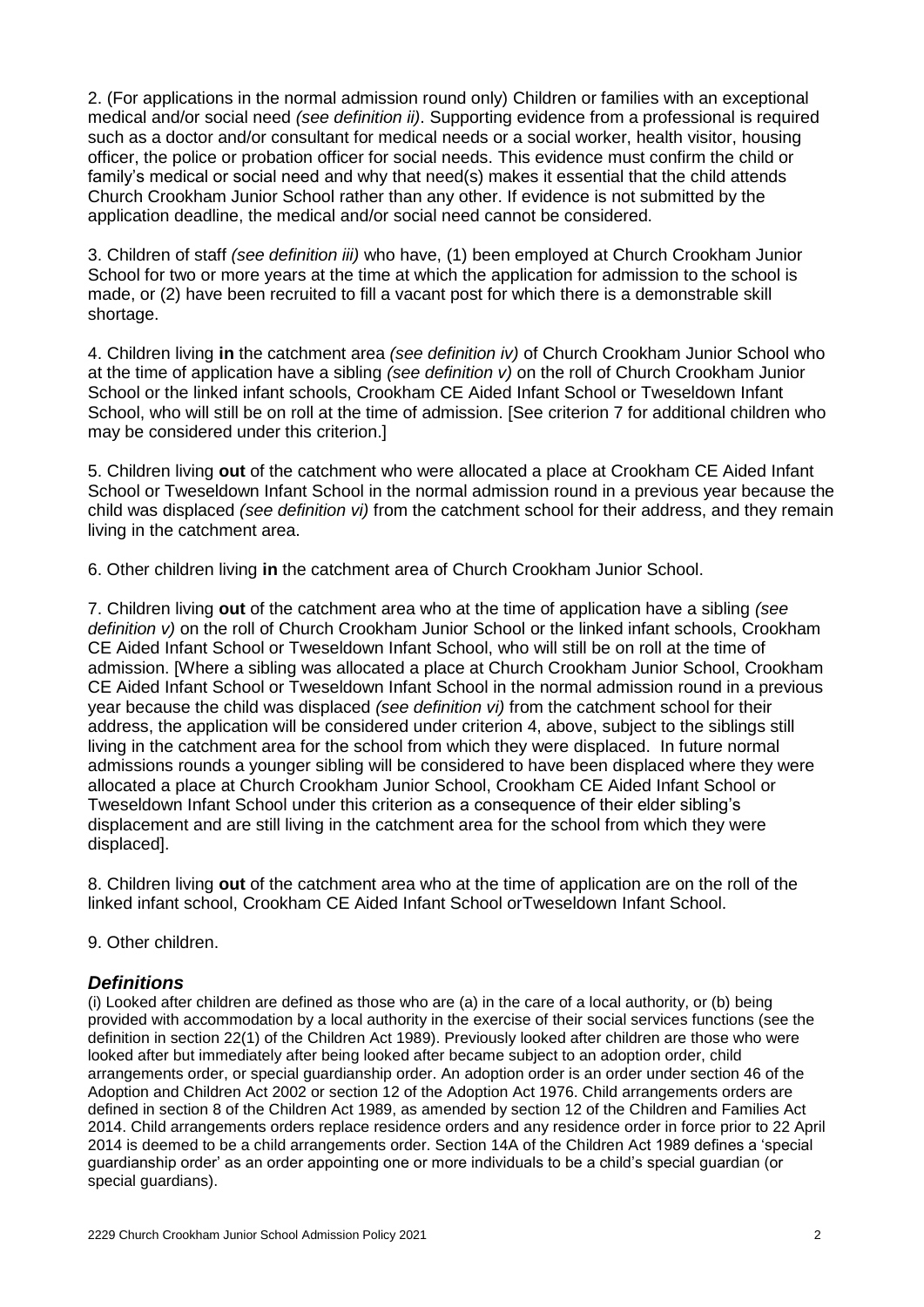2. (For applications in the normal admission round only) Children or families with an exceptional medical and/or social need *(see definition ii)*. Supporting evidence from a professional is required such as a doctor and/or consultant for medical needs or a social worker, health visitor, housing officer, the police or probation officer for social needs. This evidence must confirm the child or family's medical or social need and why that need(s) makes it essential that the child attends Church Crookham Junior School rather than any other. If evidence is not submitted by the application deadline, the medical and/or social need cannot be considered.

3. Children of staff *(see definition iii)* who have, (1) been employed at Church Crookham Junior School for two or more years at the time at which the application for admission to the school is made, or (2) have been recruited to fill a vacant post for which there is a demonstrable skill shortage.

4. Children living **in** the catchment area *(see definition iv)* of Church Crookham Junior School who at the time of application have a sibling *(see definition v)* on the roll of Church Crookham Junior School or the linked infant schools, Crookham CE Aided Infant School or Tweseldown Infant School, who will still be on roll at the time of admission. [See criterion 7 for additional children who may be considered under this criterion.]

5. Children living **out** of the catchment who were allocated a place at Crookham CE Aided Infant School or Tweseldown Infant School in the normal admission round in a previous year because the child was displaced *(see definition vi)* from the catchment school for their address, and they remain living in the catchment area.

6. Other children living **in** the catchment area of Church Crookham Junior School.

7. Children living **out** of the catchment area who at the time of application have a sibling *(see definition v)* on the roll of Church Crookham Junior School or the linked infant schools, Crookham CE Aided Infant School or Tweseldown Infant School, who will still be on roll at the time of admission. [Where a sibling was allocated a place at Church Crookham Junior School, Crookham CE Aided Infant School or Tweseldown Infant School in the normal admission round in a previous year because the child was displaced *(see definition vi)* from the catchment school for their address, the application will be considered under criterion 4, above, subject to the siblings still living in the catchment area for the school from which they were displaced. In future normal admissions rounds a younger sibling will be considered to have been displaced where they were allocated a place at Church Crookham Junior School, Crookham CE Aided Infant School or Tweseldown Infant School under this criterion as a consequence of their elder sibling's displacement and are still living in the catchment area for the school from which they were displaced].

8. Children living **out** of the catchment area who at the time of application are on the roll of the linked infant school, Crookham CE Aided Infant School orTweseldown Infant School.

9. Other children.

## *Definitions*

(i) Looked after children are defined as those who are (a) in the care of a local authority, or (b) being provided with accommodation by a local authority in the exercise of their social services functions (see the definition in section 22(1) of the Children Act 1989). Previously looked after children are those who were looked after but immediately after being looked after became subject to an adoption order, child arrangements order, or special guardianship order. An adoption order is an order under section 46 of the Adoption and Children Act 2002 or section 12 of the Adoption Act 1976. Child arrangements orders are defined in section 8 of the Children Act 1989, as amended by section 12 of the Children and Families Act 2014. Child arrangements orders replace residence orders and any residence order in force prior to 22 April 2014 is deemed to be a child arrangements order. Section 14A of the Children Act 1989 defines a 'special guardianship order' as an order appointing one or more individuals to be a child's special guardian (or special guardians).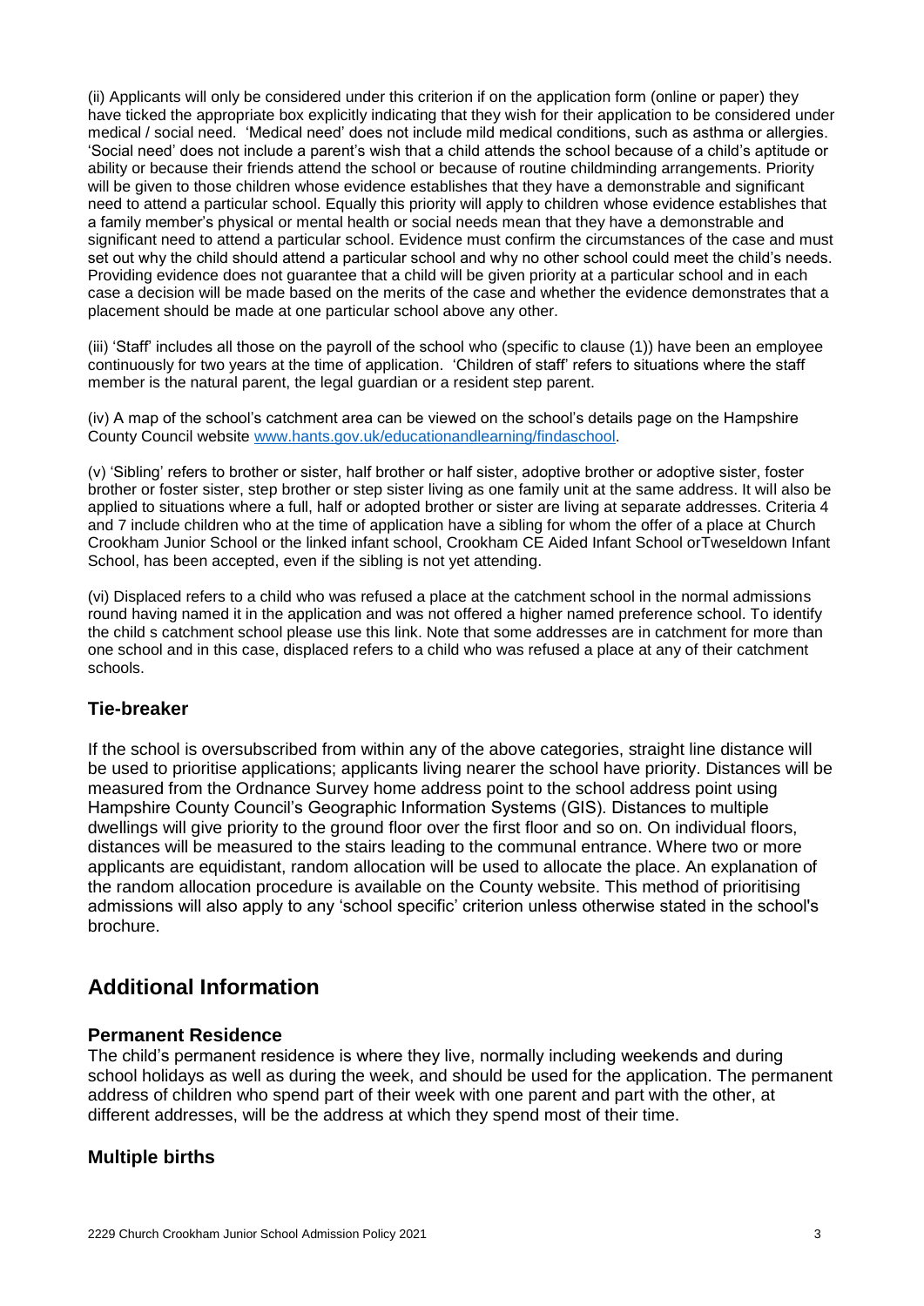(ii) Applicants will only be considered under this criterion if on the application form (online or paper) they have ticked the appropriate box explicitly indicating that they wish for their application to be considered under medical / social need. 'Medical need' does not include mild medical conditions, such as asthma or allergies. 'Social need' does not include a parent's wish that a child attends the school because of a child's aptitude or ability or because their friends attend the school or because of routine childminding arrangements. Priority will be given to those children whose evidence establishes that they have a demonstrable and significant need to attend a particular school. Equally this priority will apply to children whose evidence establishes that a family member's physical or mental health or social needs mean that they have a demonstrable and significant need to attend a particular school. Evidence must confirm the circumstances of the case and must set out why the child should attend a particular school and why no other school could meet the child's needs. Providing evidence does not guarantee that a child will be given priority at a particular school and in each case a decision will be made based on the merits of the case and whether the evidence demonstrates that a placement should be made at one particular school above any other.

(iii) 'Staff' includes all those on the payroll of the school who (specific to clause (1)) have been an employee continuously for two years at the time of application. 'Children of staff' refers to situations where the staff member is the natural parent, the legal guardian or a resident step parent.

(iv) A map of the school's catchment area can be viewed on the school's details page on the Hampshire County Council website [www.hants.gov.uk/educationandlearning/findaschool](www.hants.gov.uk/educationandlearning/findaschool).

(v) 'Sibling' refers to brother or sister, half brother or half sister, adoptive brother or adoptive sister, foster brother or foster sister, step brother or step sister living as one family unit at the same address. It will also be applied to situations where a full, half or adopted brother or sister are living at separate addresses. Criteria 4 and 7 include children who at the time of application have a sibling for whom the offer of a place at Church Crookham Junior School or the linked infant school, Crookham CE Aided Infant School orTweseldown Infant School, has been accepted, even if the sibling is not yet attending.

(vi) Displaced refers to a child who was refused a place at the catchment school in the normal admissions round having named it in the application and was not offered a higher named preference school. To identify the child s catchment school please use this link. Note that some addresses are in catchment for more than one school and in this case, displaced refers to a child who was refused a place at any of their catchment schools.

### Tie-breaker

If the school is oversubscribed from within any of the above categories, straight line distance will be used to prioritise applications; applicants living nearer the school have priority. Distances will be measured from the Ordnance Survey home address point to the school address point using Hampshire County Council's Geographic Information Systems (GIS). Distances to multiple dwellings will give priority to the ground floor over the first floor and so on. On individual floors, distances will be measured to the stairs leading to the communal entrance. Where two or more applicants are equidistant, random allocation will be used to allocate the place. An explanation of the random allocation procedure is available on the County website. This method of prioritising admissions will also apply to any 'school specific' criterion unless otherwise stated in the school's brochure.

## Additional Information

### Permanent Residence

The child's permanent residence is where they live, normally including weekends and during school holidays as well as during the week, and should be used for the application. The permanent address of children who spend part of their week with one parent and part with the other, at different addresses, will be the address at which they spend most of their time.

### Multiple births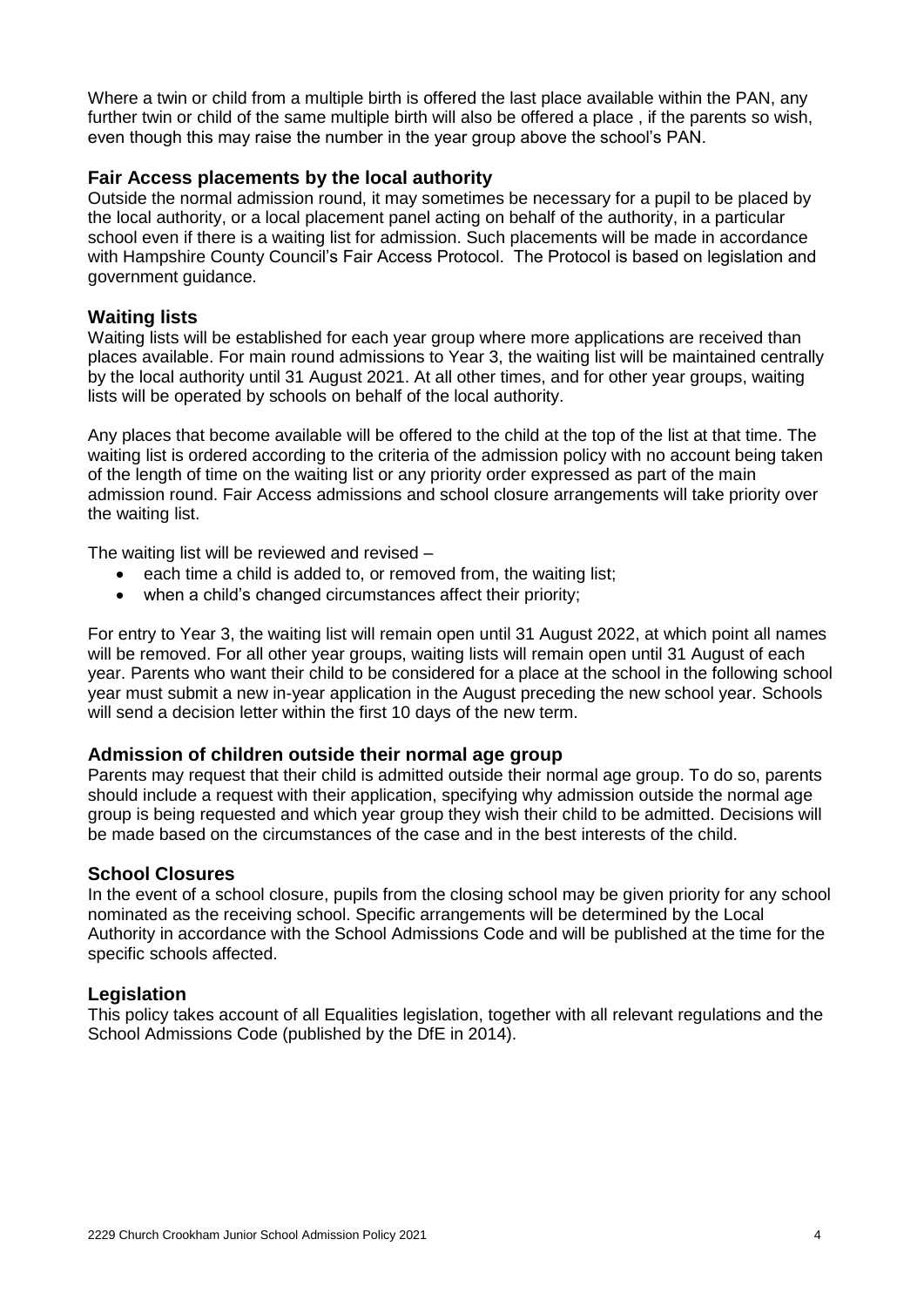Where a twin or child from a multiple birth is offered the last place available within the PAN, any further twin or child of the same multiple birth will also be offered a place , if the parents so wish, even though this may raise the number in the year group above the school's PAN.

## Fair Access placements by the local authority

Outside the normal admission round, it may sometimes be necessary for a pupil to be placed by the local authority, or a local placement panel acting on behalf of the authority, in a particular school even if there is a waiting list for admission. Such placements will be made in accordance with Hampshire County Council's Fair Access Protocol. The Protocol is based on legislation and government guidance.

## Waiting lists

Waiting lists will be established for each year group where more applications are received than places available. For main round admissions to Year 3, the waiting list will be maintained centrally by the local authority until 31 August 2021. At all other times, and for other year groups, waiting lists will be operated by schools on behalf of the local authority.

Any places that become available will be offered to the child at the top of the list at that time. The waiting list is ordered according to the criteria of the admission policy with no account being taken of the length of time on the waiting list or any priority order expressed as part of the main admission round. Fair Access admissions and school closure arrangements will take priority over the waiting list.

The waiting list will be reviewed and revised –

- each time a child is added to, or removed from, the waiting list;
- when a child's changed circumstances affect their priority;

For entry to Year 3, the waiting list will remain open until 31 August 2022, at which point all names will be removed. For all other year groups, waiting lists will remain open until 31 August of each year. Parents who want their child to be considered for a place at the school in the following school year must submit a new in-year application in the August preceding the new school year. Schools will send a decision letter within the first 10 days of the new term.

## Admission of children outside their normal age group

Parents may request that their child is admitted outside their normal age group. To do so, parents should include a request with their application, specifying why admission outside the normal age group is being requested and which year group they wish their child to be admitted. Decisions will be made based on the circumstances of the case and in the best interests of the child.

## School Closures

In the event of a school closure, pupils from the closing school may be given priority for any school nominated as the receiving school. Specific arrangements will be determined by the Local Authority in accordance with the School Admissions Code and will be published at the time for the specific schools affected.

## Legislation

This policy takes account of all Equalities legislation, together with all relevant regulations and the School Admissions Code (published by the DfE in 2014).